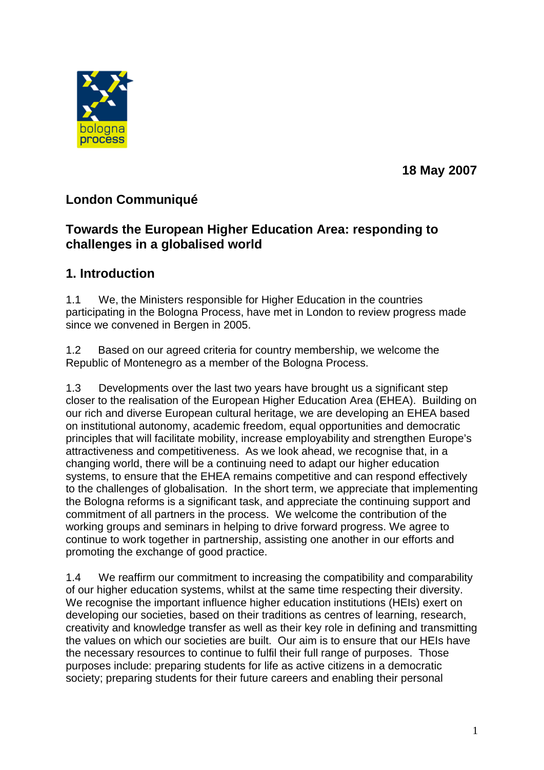18 May 2007

# London Communiqué

## Towards the European Higher Education Area: responding to challenges in a globalised world

## 1. Introduction

1.1 We, the Ministers responsible for Higher Education in the countries participating in the Bologna Process, have met in London to review progress made since we convened in Bergen in 2005.

1.2 Based on our agreed criteria for country membership, we welcome the Republic of Montenegro as a member of the Bologna Process.

1.3 Developments over the last two years have brought us a significant step closer to the realisation of the European Higher Education Area (EHEA). Building on our rich and diverse European cultural heritage, we are developing an EHEA based on institutional autonomy, academic freedom, equal opportunities and democratic principles that will facilitate mobility, increase employability and strengthen Europe's attractiveness and competitiveness. As we look ahead, we recognise that, in a changing world, there will be a continuing need to adapt our higher education systems, to ensure that the EHEA remains competitive and can respond effectively to the challenges of globalisation. In the short term, we appreciate that implementing the Bologna reforms is a significant task, and appreciate the continuing support and commitment of all partners in the process. We welcome the contribution of the working groups and seminars in helping to drive forward progress. We agree to continue to work together in partnership, assisting one another in our efforts and promoting the exchange of good practice.

1.4 We reaffirm our commitment to increasing the compatibility and comparability of our higher education systems, whilst at the same time respecting their diversity. We recognise the important influence higher education institutions (HEIs) exert on developing our societies, based on their traditions as centres of learning, research, creativity and knowledge transfer as well as their key role in defining and transmitting the values on which our societies are built. Our aim is to ensure that our HEIs have the necessary resources to continue to fulfil their full range of purposes. Those purposes include: preparing students for life as active citizens in a democratic society; preparing students for their future careers and enabling their personal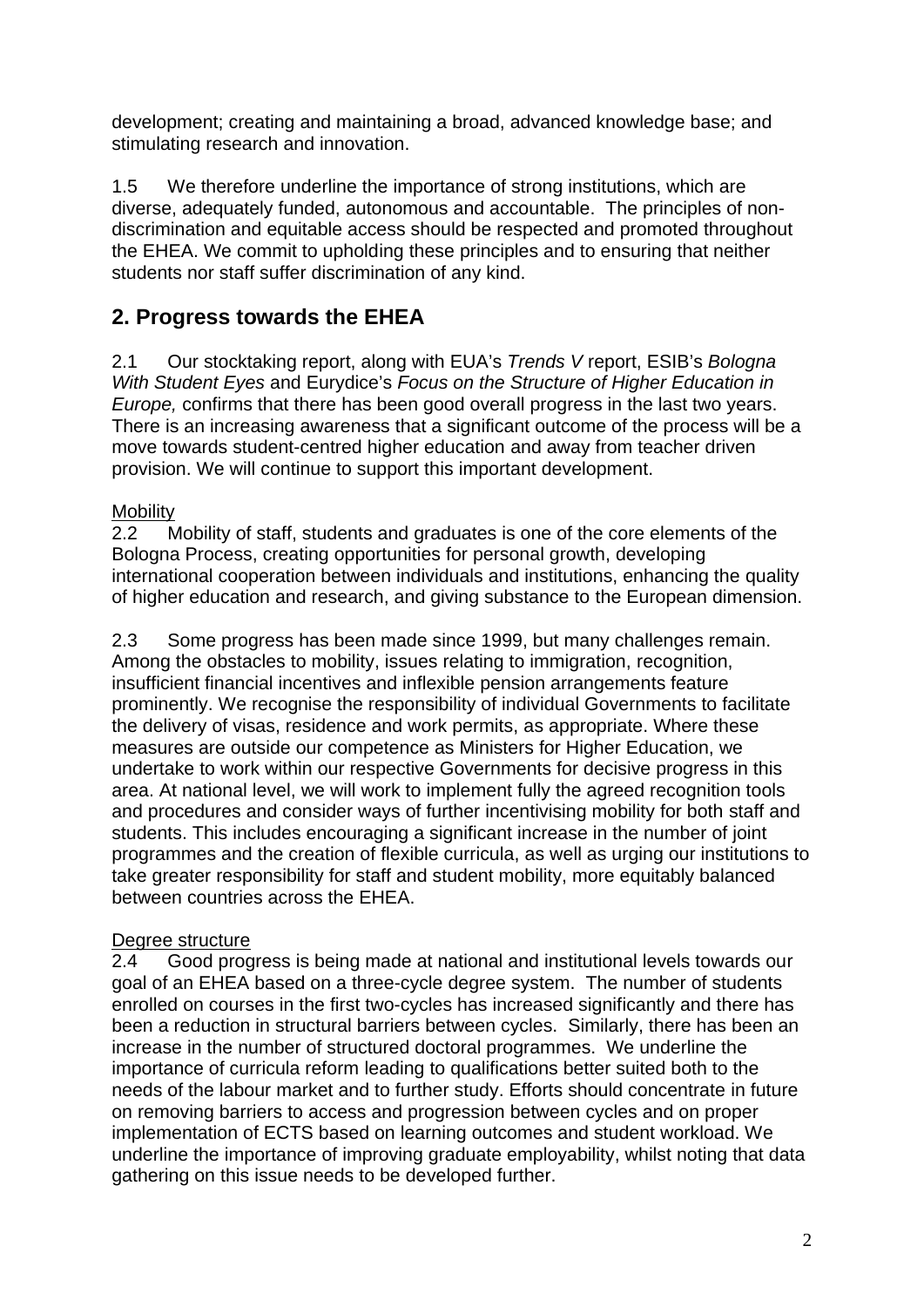development; creating and maintaining a broad, advanced knowledge base; and stimulating research and innovation.

1.5 We therefore underline the importance of strong institutions, which are diverse, adequately funded, autonomous and accountable. The principles of non-discrimination and equitable access should be respected and promoted throughout the EHEA. We commit to upholding these principles and to ensuring that neither students nor staff suffer discrimination of any kind.

## 2. Progress towards the EHEA

2.1 Our stocktaking report, along with EUA's *Trends V* report, ESIB's *Bologna With Student Eyes* and Eurydice's *Focus on the Structure of Higher Education in Europe,* confirms that there has been good overall progress in the last two years. There is an increasing awareness that a significant outcome of the process will be a move towards student-centred higher education and away from teacher driven provision. We will continue to support this important development.

<u>Mobility</u>

2.2 Mobility of staff, students and graduates is one of the core elements of the Bologna Process, creating opportunities for personal growth, developing international cooperation between individuals and institutions, enhancing the quality of higher education and research, and giving substance to the European dimension.

2.3 Some progress has been made since 1999, but many challenges remain. Among the obstacles to mobility, issues relating to immigration, recognition, insufficient financial incentives and inflexible pension arrangements feature prominently. We recognise the responsibility of individual Governments to facilitate the delivery of visas, residence and work permits, as appropriate. Where these measures are outside our competence as Ministers for Higher Education, we undertake to work within our respective Governments for decisive progress in this area. At national level, we will work to implement fully the agreed recognition tools and procedures and consider ways of further incentivising mobility for both staff and students. This includes encouraging a significant increase in the number of joint programmes and the creation of flexible curricula, as well as urging our institutions to take greater responsibility for staff and student mobility, more equitably balanced between countries across the EHEA.

<u>Degree structure</u>

2.4 Good progress is being made at national and institutional levels towards our goal of an EHEA based on a three-cycle degree system. The number of students enrolled on courses in the first two-cycles has increased significantly and there has been a reduction in structural barriers between cycles. Similarly, there has been an increase in the number of structured doctoral programmes. We underline the importance of curricula reform leading to qualifications better suited both to the needs of the labour market and to further study. Efforts should concentrate in future on removing barriers to access and progression between cycles and on proper implementation of ECTS based on learning outcomes and student workload. We underline the importance of improving graduate employability, whilst noting that data gathering on this issue needs to be developed further.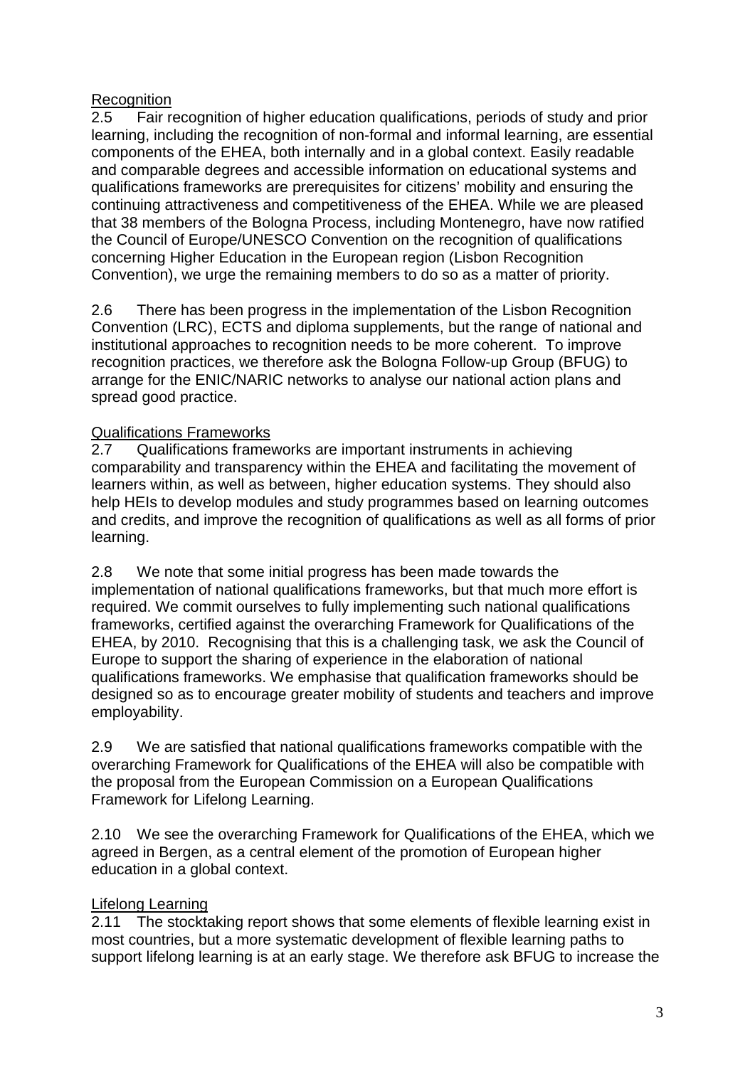Recognition

2.5 Fair recognition of higher education qualifications, periods of study and prior learning, including the recognition of non-formal and informal learning, are essential components of the EHEA, both internally and in a global context. Easily readable and comparable degrees and accessible information on educational systems and qualifications frameworks are prerequisites for citizens' mobility and ensuring the continuing attractiveness and competitiveness of the EHEA. While we are pleased that 38 members of the Bologna Process, including Montenegro, have now ratified the Council of Europe/UNESCO Convention on the recognition of qualifications concerning Higher Education in the European region (Lisbon Recognition Convention), we urge the remaining members to do so as a matter of priority.

2.6 There has been progress in the implementation of the Lisbon Recognition Convention (LRC), ECTS and diploma supplements, but the range of national and institutional approaches to recognition needs to be more coherent. To improve recognition practices, we therefore ask the Bologna Follow-up Group (BFUG) to arrange for the ENIC/NARIC networks to analyse our national action plans and spread good practice.

Qualifications Frameworks

2.7 Qualifications frameworks are important instruments in achieving comparability and transparency within the EHEA and facilitating the movement of learners within, as well as between, higher education systems. They should also help HEIs to develop modules and study programmes based on learning outcomes and credits, and improve the recognition of qualifications as well as all forms of prior learning.

2.8 We note that some initial progress has been made towards the implementation of national qualifications frameworks, but that much more effort is required. We commit ourselves to fully implementing such national qualifications frameworks, certified against the overarching Framework for Qualifications of the EHEA, by 2010. Recognising that this is a challenging task, we ask the Council of Europe to support the sharing of experience in the elaboration of national qualifications frameworks. We emphasise that qualification frameworks should be designed so as to encourage greater mobility of students and teachers and improve employability.

2.9 We are satisfied that national qualifications frameworks compatible with the overarching Framework for Qualifications of the EHEA will also be compatible with the proposal from the European Commission on a European Qualifications Framework for Lifelong Learning.

2.10 We see the overarching Framework for Qualifications of the EHEA, which we agreed in Bergen, as a central element of the promotion of European higher education in a global context.

Lifelong Learning

2.11 The stocktaking report shows that some elements of flexible learning exist in most countries, but a more systematic development of flexible learning paths to support lifelong learning is at an early stage. We therefore ask BFUG to increase the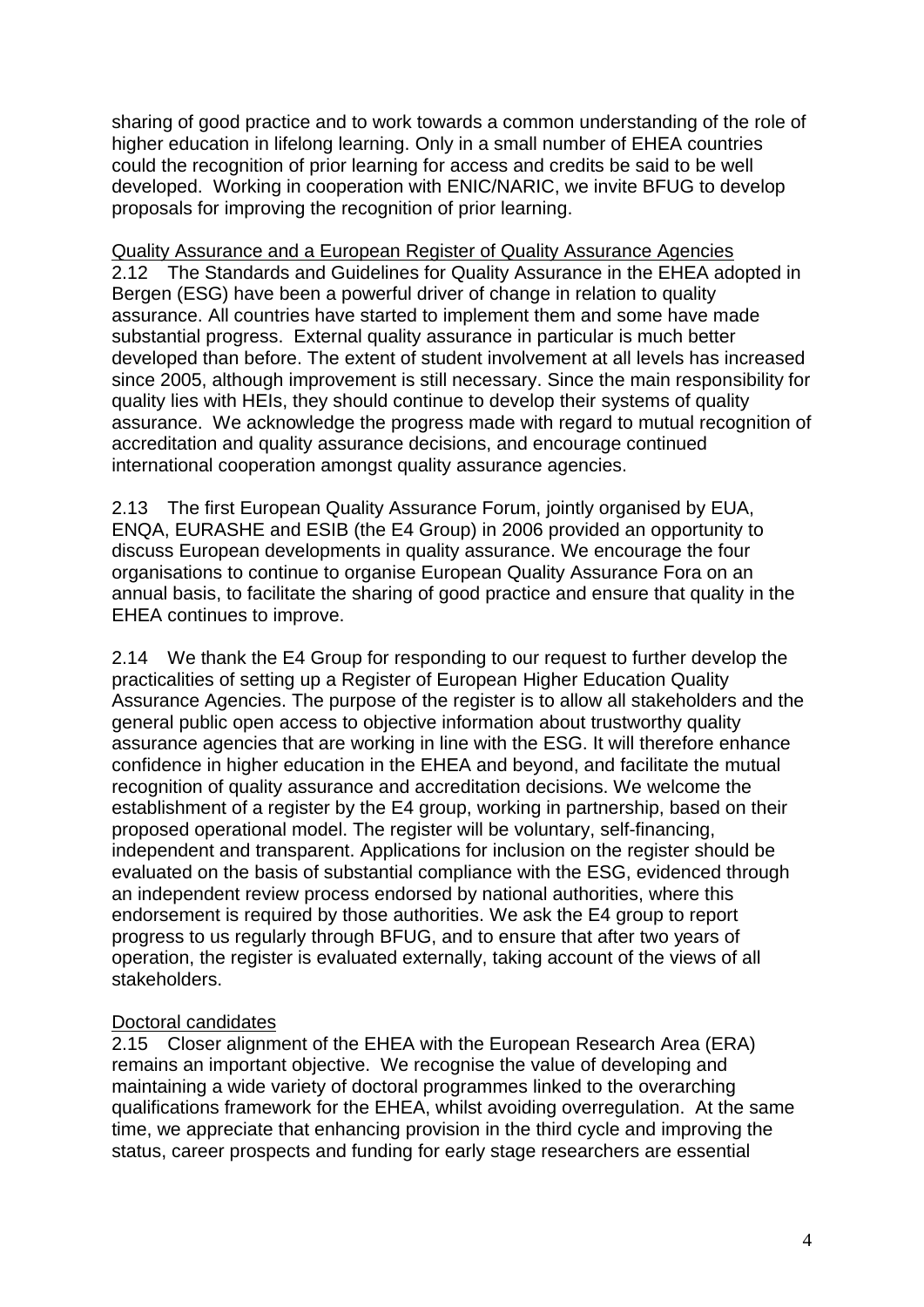sharing of good practice and to work towards a common understanding of the role of higher education in lifelong learning. Only in a small number of EHEA countries could the recognition of prior learning for access and credits be said to be well developed. Working in cooperation with ENIC/NARIC, we invite BFUG to develop proposals for improving the recognition of prior learning.

Quality Assurance and a European Register of Quality Assurance Agencies

2.12 The Standards and Guidelines for Quality Assurance in the EHEA adopted in Bergen (ESG) have been a powerful driver of change in relation to quality assurance. All countries have started to implement them and some have made substantial progress. External quality assurance in particular is much better developed than before. The extent of student involvement at all levels has increased since 2005, although improvement is still necessary. Since the main responsibility for quality lies with HEIs, they should continue to develop their systems of quality assurance. We acknowledge the progress made with regard to mutual recognition of accreditation and quality assurance decisions, and encourage continued international cooperation amongst quality assurance agencies.

2.13 The first European Quality Assurance Forum, jointly organised by EUA, ENQA, EURASHE and ESIB (the E4 Group) in 2006 provided an opportunity to discuss European developments in quality assurance. We encourage the four organisations to continue to organise European Quality Assurance Fora on an annual basis, to facilitate the sharing of good practice and ensure that quality in the EHEA continues to improve.

2.14 We thank the E4 Group for responding to our request to further develop the practicalities of setting up a Register of European Higher Education Quality Assurance Agencies. The purpose of the register is to allow all stakeholders and the general public open access to objective information about trustworthy quality assurance agencies that are working in line with the ESG. It will therefore enhance confidence in higher education in the EHEA and beyond, and facilitate the mutual recognition of quality assurance and accreditation decisions. We welcome the establishment of a register by the E4 group, working in partnership, based on their proposed operational model. The register will be voluntary, self-financing, independent and transparent. Applications for inclusion on the register should be evaluated on the basis of substantial compliance with the ESG, evidenced through an independent review process endorsed by national authorities, where this endorsement is required by those authorities. We ask the E4 group to report progress to us regularly through BFUG, and to ensure that after two years of operation, the register is evaluated externally, taking account of the views of all stakeholders.

Doctoral candidates

2.15 Closer alignment of the EHEA with the European Research Area (ERA) remains an important objective. We recognise the value of developing and maintaining a wide variety of doctoral programmes linked to the overarching qualifications framework for the EHEA, whilst avoiding overregulation. At the same time, we appreciate that enhancing provision in the third cycle and improving the status, career prospects and funding for early stage researchers are essential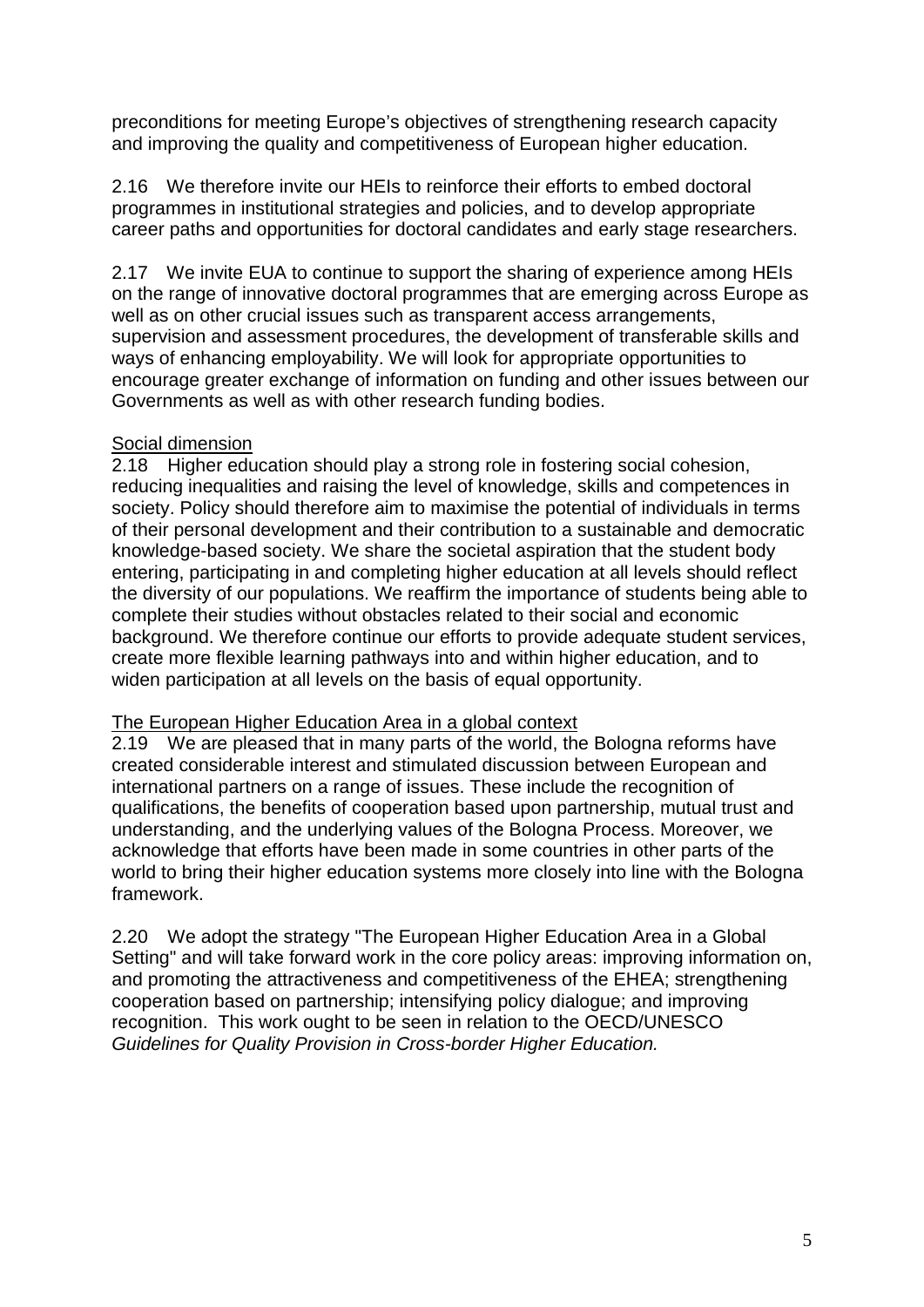preconditions for meeting Europe's objectives of strengthening research capacity and improving the quality and competitiveness of European higher education.

2.16 We therefore invite our HEIs to reinforce their efforts to embed doctoral programmes in institutional strategies and policies, and to develop appropriate career paths and opportunities for doctoral candidates and early stage researchers.

2.17 We invite EUA to continue to support the sharing of experience among HEIs on the range of innovative doctoral programmes that are emerging across Europe as well as on other crucial issues such as transparent access arrangements, supervision and assessment procedures, the development of transferable skills and ways of enhancing employability. We will look for appropriate opportunities to encourage greater exchange of information on funding and other issues between our Governments as well as with other research funding bodies.

<u>Social dimension</u>

2.18 Higher education should play a strong role in fostering social cohesion, reducing inequalities and raising the level of knowledge, skills and competences in society. Policy should therefore aim to maximise the potential of individuals in terms of their personal development and their contribution to a sustainable and democratic knowledge-based society. We share the societal aspiration that the student body entering, participating in and completing higher education at all levels should reflect the diversity of our populations. We reaffirm the importance of students being able to complete their studies without obstacles related to their social and economic background. We therefore continue our efforts to provide adequate student services, create more flexible learning pathways into and within higher education, and to widen participation at all levels on the basis of equal opportunity.

<u>The European Higher Education Area in a global context</u>

2.19 We are pleased that in many parts of the world, the Bologna reforms have created considerable interest and stimulated discussion between European and international partners on a range of issues. These include the recognition of qualifications, the benefits of cooperation based upon partnership, mutual trust and understanding, and the underlying values of the Bologna Process. Moreover, we acknowledge that efforts have been made in some countries in other parts of the world to bring their higher education systems more closely into line with the Bologna framework.

2.20 We adopt the strategy "The European Higher Education Area in a Global Setting" and will take forward work in the core policy areas: improving information on, and promoting the attractiveness and competitiveness of the EHEA; strengthening cooperation based on partnership; intensifying policy dialogue; and improving recognition. This work ought to be seen in relation to the OECD/UNESCO *Guidelines for Quality Provision in Cross-border Higher Education.*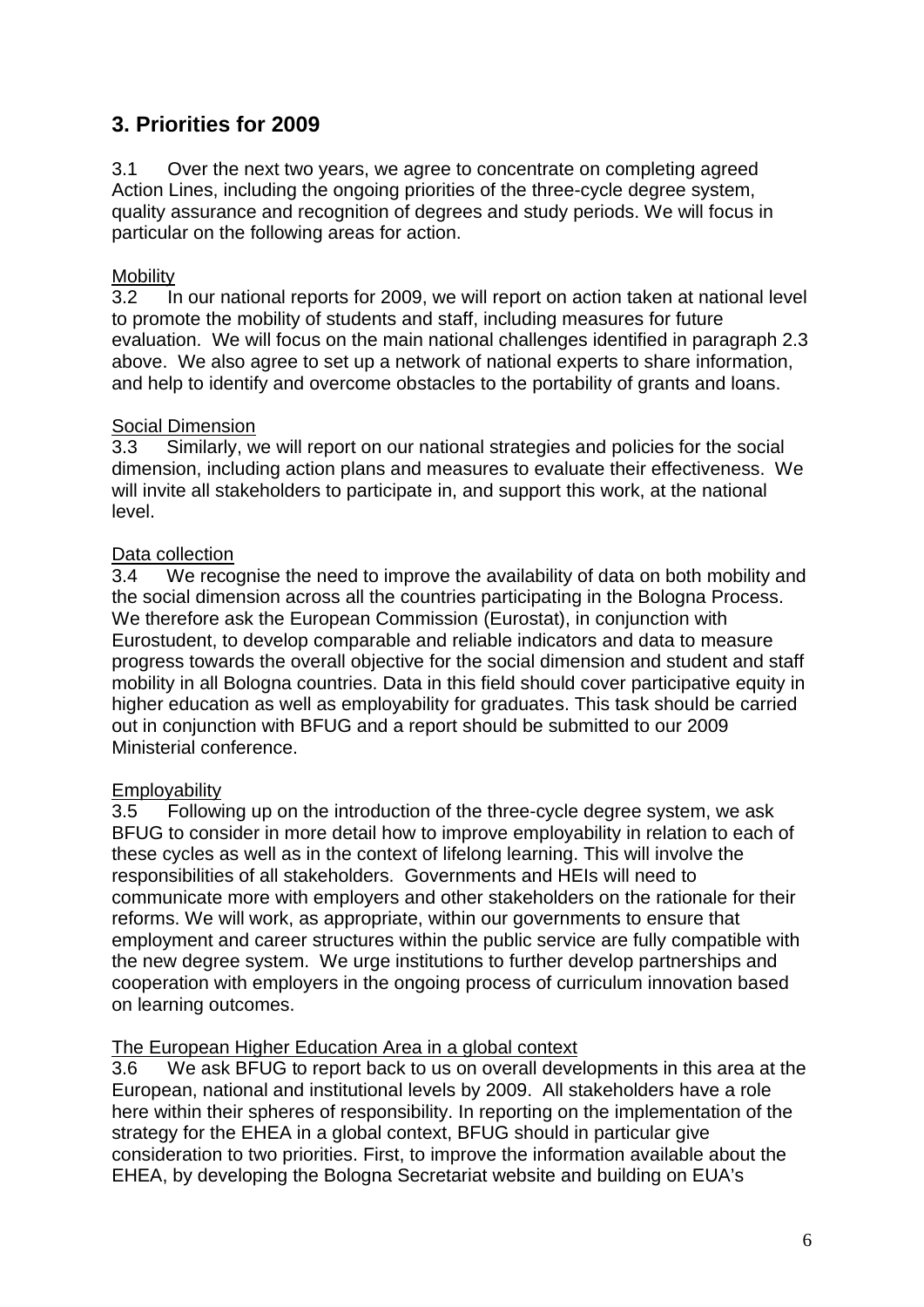## 3. Priorities for 2009

3.1 Over the next two years, we agree to concentrate on completing agreed Action Lines, including the ongoing priorities of the three-cycle degree system, quality assurance and recognition of degrees and study periods. We will focus in particular on the following areas for action.

Mobility

3.2 In our national reports for 2009, we will report on action taken at national level to promote the mobility of students and staff, including measures for future evaluation. We will focus on the main national challenges identified in paragraph 2.3 above. We also agree to set up a network of national experts to share information, and help to identify and overcome obstacles to the portability of grants and loans.

Social Dimension

3.3 Similarly, we will report on our national strategies and policies for the social dimension, including action plans and measures to evaluate their effectiveness. We will invite all stakeholders to participate in, and support this work, at the national level.

Data collection

3.4 We recognise the need to improve the availability of data on both mobility and the social dimension across all the countries participating in the Bologna Process. We therefore ask the European Commission (Eurostat), in conjunction with Eurostudent, to develop comparable and reliable indicators and data to measure progress towards the overall objective for the social dimension and student and staff mobility in all Bologna countries. Data in this field should cover participative equity in higher education as well as employability for graduates. This task should be carried out in conjunction with BFUG and a report should be submitted to our 2009 Ministerial conference.

Employability

3.5 Following up on the introduction of the three-cycle degree system, we ask BFUG to consider in more detail how to improve employability in relation to each of these cycles as well as in the context of lifelong learning. This will involve the responsibilities of all stakeholders. Governments and HEIs will need to communicate more with employers and other stakeholders on the rationale for their reforms. We will work, as appropriate, within our governments to ensure that employment and career structures within the public service are fully compatible with the new degree system. We urge institutions to further develop partnerships and cooperation with employers in the ongoing process of curriculum innovation based on learning outcomes.

The European Higher Education Area in a global context

3.6 We ask BFUG to report back to us on overall developments in this area at the European, national and institutional levels by 2009. All stakeholders have a role here within their spheres of responsibility. In reporting on the implementation of the strategy for the EHEA in a global context, BFUG should in particular give consideration to two priorities. First, to improve the information available about the EHEA, by developing the Bologna Secretariat website and building on EUA's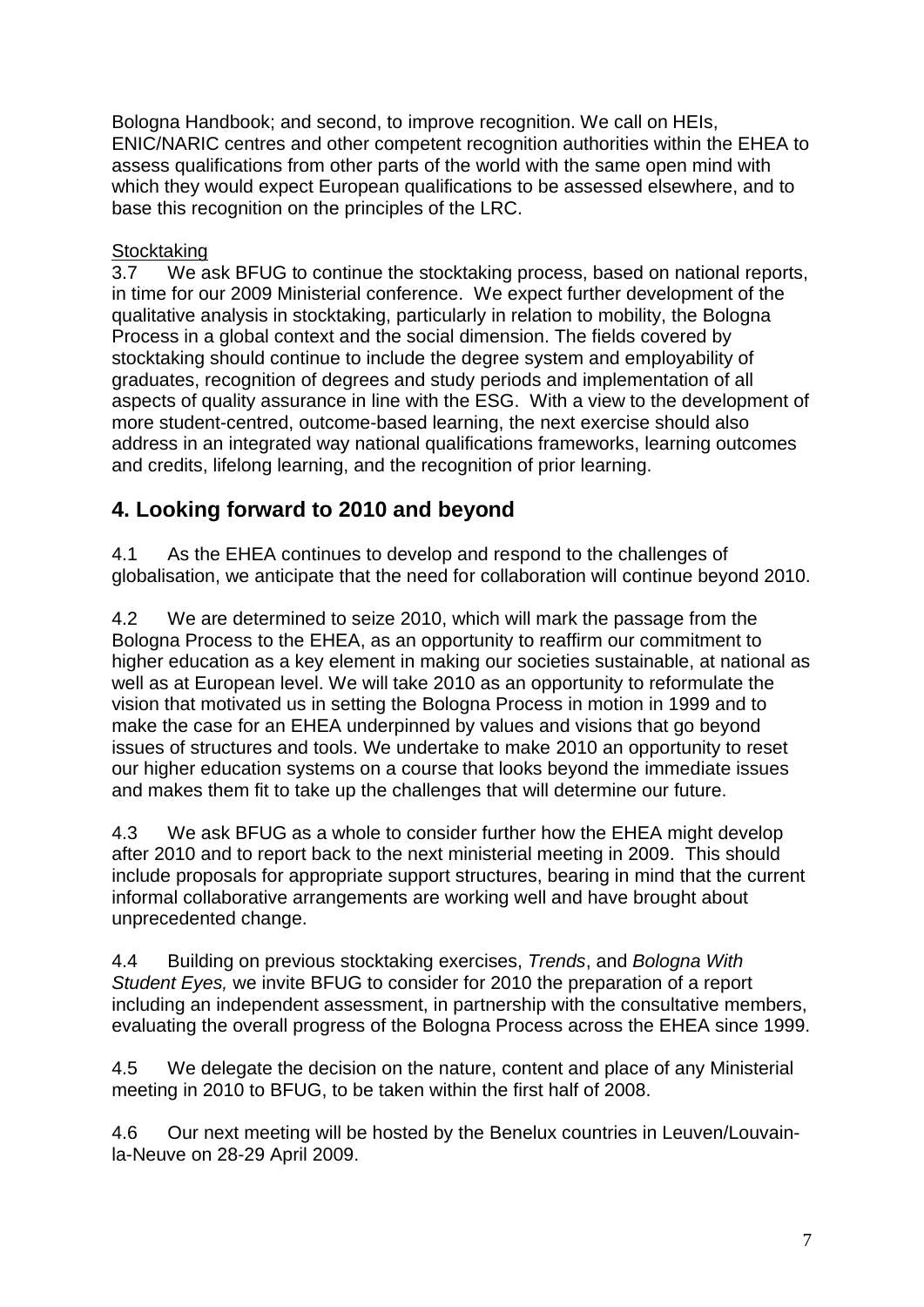Bologna Handbook; and second, to improve recognition. We call on HEIs, ENIC/NARIC centres and other competent recognition authorities within the EHEA to assess qualifications from other parts of the world with the same open mind with which they would expect European qualifications to be assessed elsewhere, and to base this recognition on the principles of the LRC.

Stocktaking

3.7 We ask BFUG to continue the stocktaking process, based on national reports, in time for our 2009 Ministerial conference. We expect further development of the qualitative analysis in stocktaking, particularly in relation to mobility, the Bologna Process in a global context and the social dimension. The fields covered by stocktaking should continue to include the degree system and employability of graduates, recognition of degrees and study periods and implementation of all aspects of quality assurance in line with the ESG. With a view to the development of more student-centred, outcome-based learning, the next exercise should also address in an integrated way national qualifications frameworks, learning outcomes and credits, lifelong learning, and the recognition of prior learning.

## 4. Looking forward to 2010 and beyond

4.1 As the EHEA continues to develop and respond to the challenges of globalisation, we anticipate that the need for collaboration will continue beyond 2010.

4.2 We are determined to seize 2010, which will mark the passage from the Bologna Process to the EHEA, as an opportunity to reaffirm our commitment to higher education as a key element in making our societies sustainable, at national as well as at European level. We will take 2010 as an opportunity to reformulate the vision that motivated us in setting the Bologna Process in motion in 1999 and to make the case for an EHEA underpinned by values and visions that go beyond issues of structures and tools. We undertake to make 2010 an opportunity to reset our higher education systems on a course that looks beyond the immediate issues and makes them fit to take up the challenges that will determine our future.

4.3 We ask BFUG as a whole to consider further how the EHEA might develop after 2010 and to report back to the next ministerial meeting in 2009. This should include proposals for appropriate support structures, bearing in mind that the current informal collaborative arrangements are working well and have brought about unprecedented change.

4.4 Building on previous stocktaking exercises, *Trends*, and *Bologna With Student Eyes,* we invite BFUG to consider for 2010 the preparation of a report including an independent assessment, in partnership with the consultative members, evaluating the overall progress of the Bologna Process across the EHEA since 1999.

4.5 We delegate the decision on the nature, content and place of any Ministerial meeting in 2010 to BFUG, to be taken within the first half of 2008.

4.6 Our next meeting will be hosted by the Benelux countries in Leuven/Louvain-la-Neuve on 28-29 April 2009.